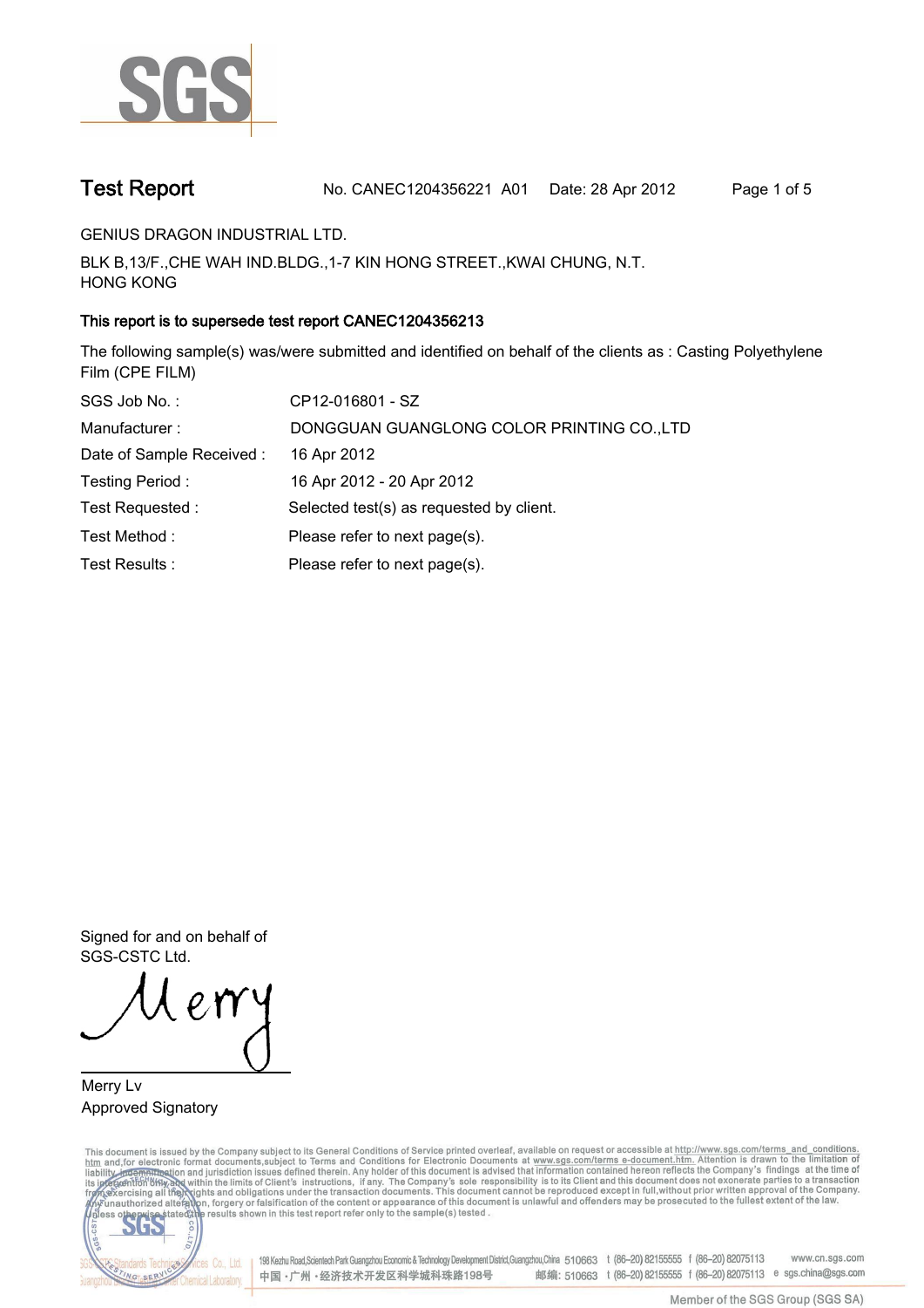# Test Report

No. CANEC1204356221 A01 Date: 28 Apr 2012

GENIUS DRAGON INDUSTRIAL LTD.

BLK B,13/F.,CHE WAH IND.BLDG.,1-7 KIN HONG STREET.,KWAI CHUNG, N.T.
HONG KONG

**This report is to supersede test report CANEC1204356213**

The following sample(s) was/were submitted and identified on behalf of the clients as : Casting Polyethylene Film (CPE FILM)

| | |
|---|---|
| SGS Job No. : | CP12-016801 - SZ |
| Manufacturer : | DONGGUAN GUANGLONG COLOR PRINTING CO.,LTD |
| Date of Sample Received : | 16 Apr 2012 |
| Testing Period : | 16 Apr 2012 - 20 Apr 2012 |
| Test Requested : | Selected test(s) as requested by client. |
| Test Method : | Please refer to next page(s). |
| Test Results : | Please refer to next page(s). |

Signed for and on behalf of
SGS-CSTC Ltd.

Merry Lv
Approved Signatory

This document is issued by the Company subject to its General Conditions of Service printed overleaf, available on request or accessible at http://www.sgs.com/terms_and_conditions.htm and,for electronic format documents,subject to Terms and Conditions for Electronic Documents at www.sgs.com/terms_e-document.htm. Attention is drawn to the limitation of liability, indemnification and jurisdiction issues defined therein. Any holder of this document is advised that information contained hereon reflects the Company's findings at the time of its intervention only and within the limits of Client's instructions, if any. The Company's sole responsibility is to its Client and this document does not exonerate parties to a transaction from exercising all their rights and obligations under the transaction documents. This document cannot be reproduced except in full,without prior written approval of the Company. Any unauthorized alteration, forgery or falsification of the content or appearance of this document is unlawful and offenders may be prosecuted to the fullest extent of the law. Unless otherwise stated the results shown in this test report refer only to the sample(s) tested .

198 Kezhu Road,Scientech Park Guangzhou Economic & Technology Development District,Guangzhou,China 510663 t (86-20) 82155555 f (86-20) 82075113 www.cn.sgs.com
中国·广州·经济技术开发区科学城科珠路198号 邮编: 510663 t (86-20) 82155555 f (86-20) 82075113 e sgs.china@sgs.com

Member of the SGS Group (SGS SA)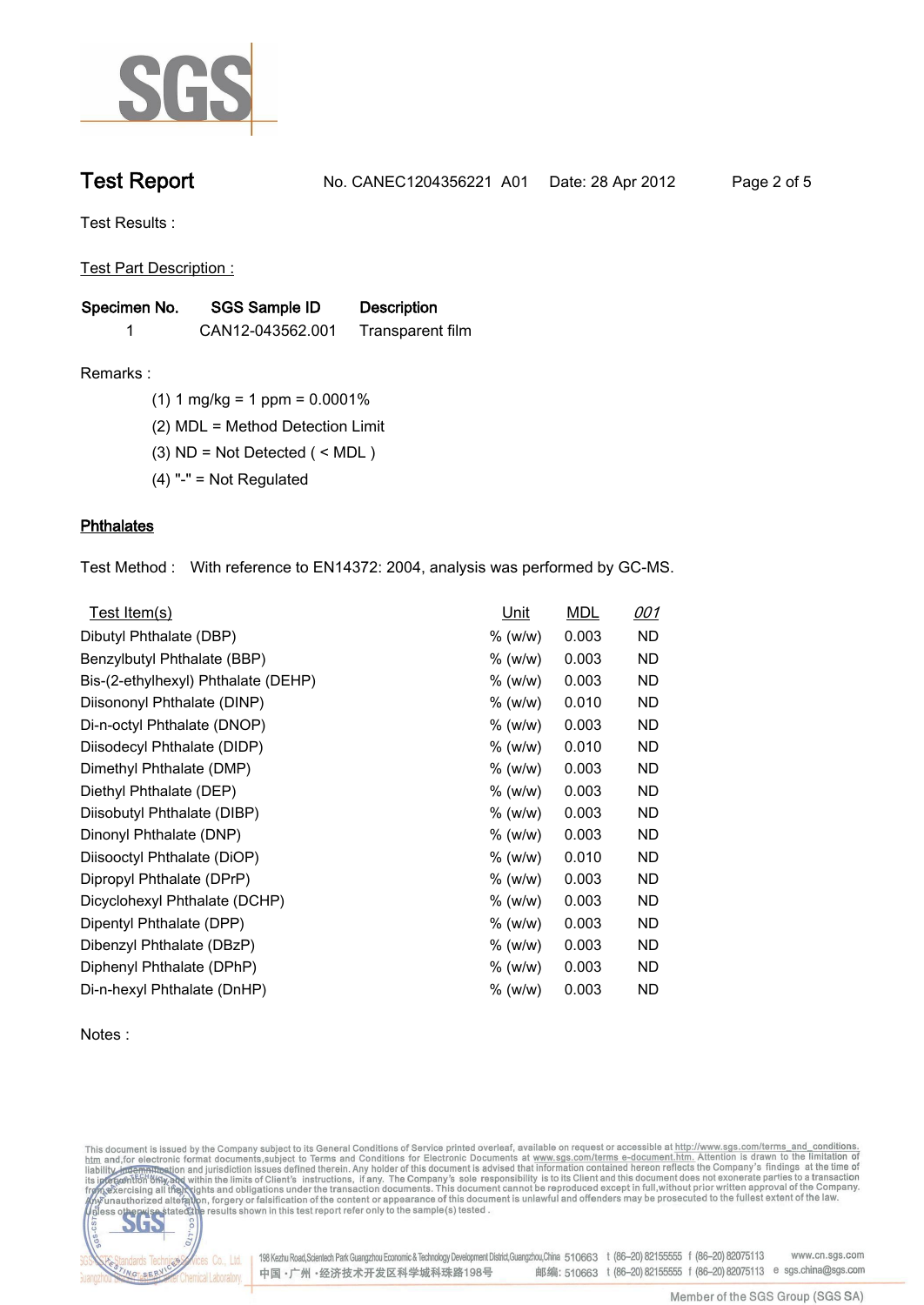# Test Report

No. CANEC1204356221 A01 Date: 28 Apr 2012

Test Results :

Test Part Description :

| Specimen No. | SGS Sample ID | Description |
|---|---|---|
| 1 | CAN12-043562.001 | Transparent film |

Remarks :

(1) 1 mg/kg = 1 ppm = 0.0001%

(2) MDL = Method Detection Limit

(3) ND = Not Detected ( < MDL )

(4) "-" = Not Regulated

## Phthalates

Test Method : With reference to EN14372: 2004, analysis was performed by GC-MS.

| Test Item(s) | Unit | MDL | 001 |
|---|---|---|---|
| Dibutyl Phthalate (DBP) | % (w/w) | 0.003 | ND |
| Benzylbutyl Phthalate (BBP) | % (w/w) | 0.003 | ND |
| Bis-(2-ethylhexyl) Phthalate (DEHP) | % (w/w) | 0.003 | ND |
| Diisononyl Phthalate (DINP) | % (w/w) | 0.010 | ND |
| Di-n-octyl Phthalate (DNOP) | % (w/w) | 0.003 | ND |
| Diisodecyl Phthalate (DIDP) | % (w/w) | 0.010 | ND |
| Dimethyl Phthalate (DMP) | % (w/w) | 0.003 | ND |
| Diethyl Phthalate (DEP) | % (w/w) | 0.003 | ND |
| Diisobutyl Phthalate (DIBP) | % (w/w) | 0.003 | ND |
| Dinonyl Phthalate (DNP) | % (w/w) | 0.003 | ND |
| Diisooctyl Phthalate (DiOP) | % (w/w) | 0.010 | ND |
| Dipropyl Phthalate (DPrP) | % (w/w) | 0.003 | ND |
| Dicyclohexyl Phthalate (DCHP) | % (w/w) | 0.003 | ND |
| Dipentyl Phthalate (DPP) | % (w/w) | 0.003 | ND |
| Dibenzyl Phthalate (DBzP) | % (w/w) | 0.003 | ND |
| Diphenyl Phthalate (DPhP) | % (w/w) | 0.003 | ND |
| Di-n-hexyl Phthalate (DnHP) | % (w/w) | 0.003 | ND |

Notes :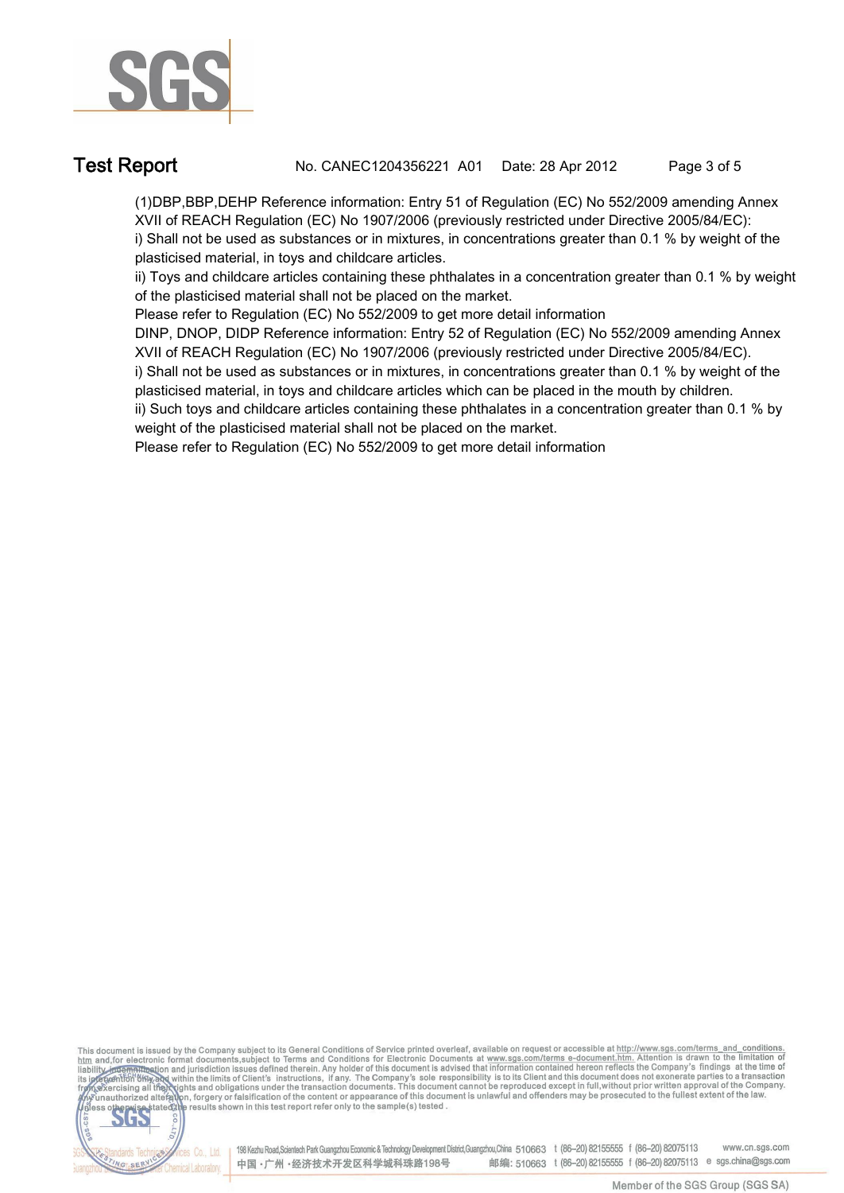(1)DBP,BBP,DEHP Reference information: Entry 51 of Regulation (EC) No 552/2009 amending Annex XVII of REACH Regulation (EC) No 1907/2006 (previously restricted under Directive 2005/84/EC):

i) Shall not be used as substances or in mixtures, in concentrations greater than 0.1 % by weight of the plasticised material, in toys and childcare articles.

ii) Toys and childcare articles containing these phthalates in a concentration greater than 0.1 % by weight of the plasticised material shall not be placed on the market.

Please refer to Regulation (EC) No 552/2009 to get more detail information

DINP, DNOP, DIDP Reference information: Entry 52 of Regulation (EC) No 552/2009 amending Annex XVII of REACH Regulation (EC) No 1907/2006 (previously restricted under Directive 2005/84/EC).

i) Shall not be used as substances or in mixtures, in concentrations greater than 0.1 % by weight of the plasticised material, in toys and childcare articles which can be placed in the mouth by children.

ii) Such toys and childcare articles containing these phthalates in a concentration greater than 0.1 % by weight of the plasticised material shall not be placed on the market.

Please refer to Regulation (EC) No 552/2009 to get more detail information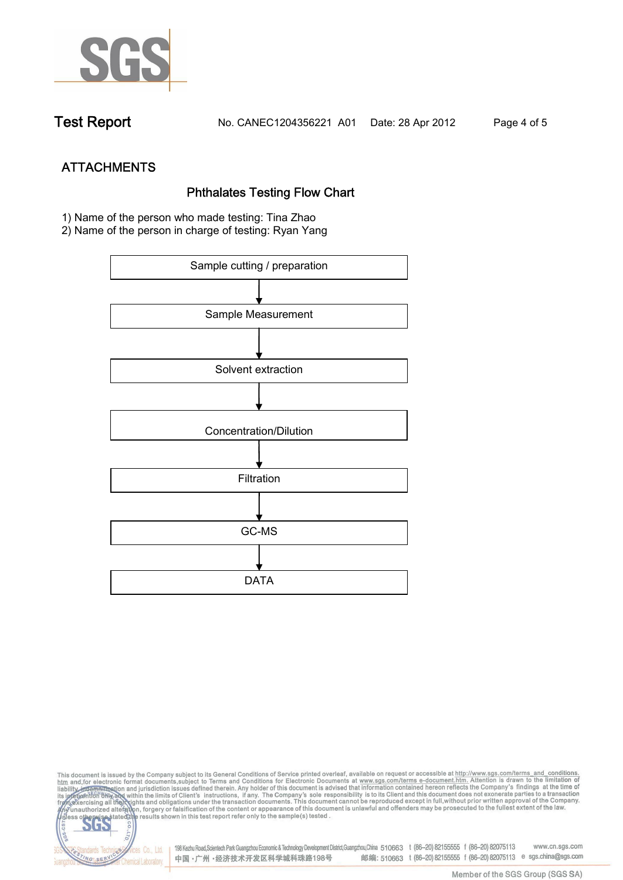## ATTACHMENTS

### Phthalates Testing Flow Chart

1) Name of the person who made testing: Tina Zhao
2) Name of the person in charge of testing: Ryan Yang

Sample cutting / preparation

↓

Sample Measurement

↓

Solvent extraction

↓

Concentration/Dilution

↓

Filtration

↓

GC-MS

↓

DATA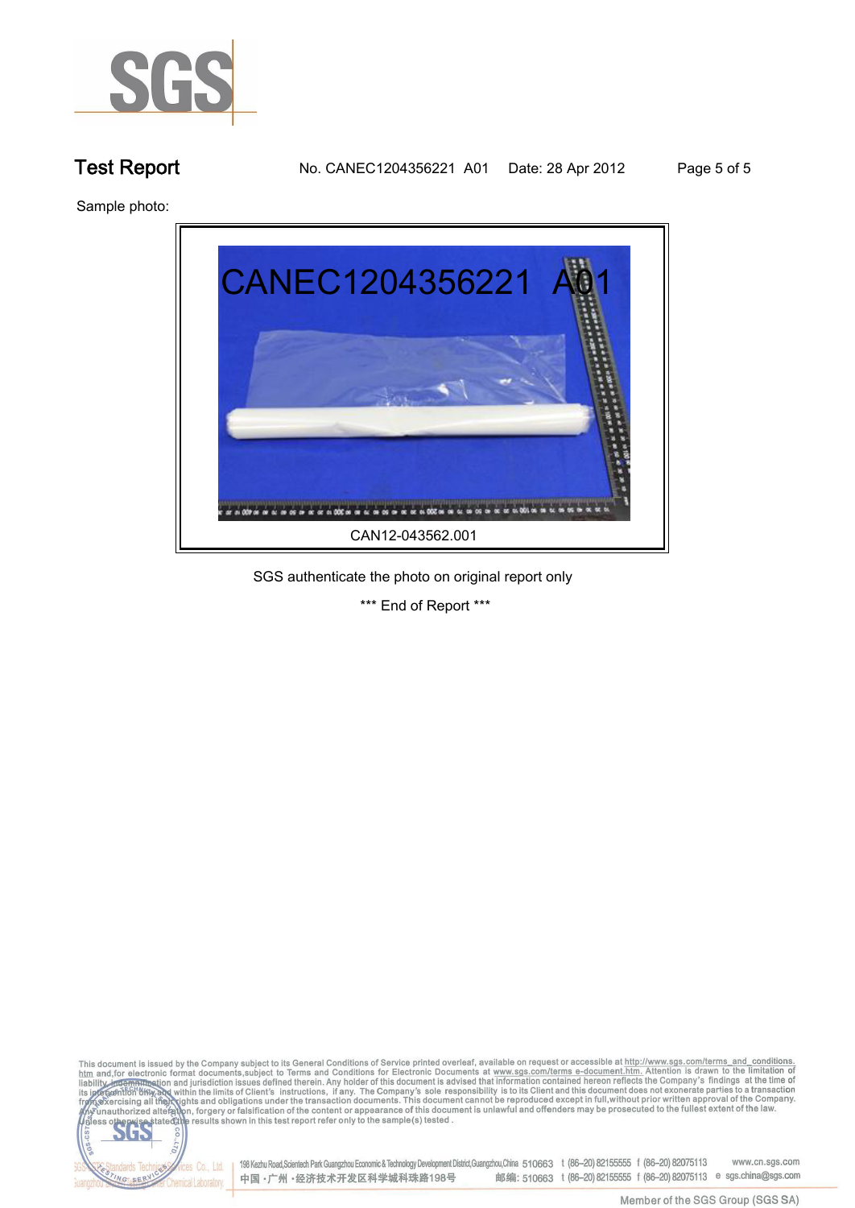# Test Report

No. CANEC1204356221 A01 Date: 28 Apr 2012

Sample photo:

CAN12-043562.001

SGS authenticate the photo on original report only

*** End of Report ***

This document is issued by the Company subject to its General Conditions of Service printed overleaf, available on request or accessible at http://www.sgs.com/terms_and_conditions.htm and,for electronic format documents,subject to Terms and Conditions for Electronic Documents at www.sgs.com/terms_e-document.htm. Attention is drawn to the limitation of liability, indemnification and jurisdiction issues defined therein. Any holder of this document is advised that information contained hereon reflects the Company's findings at the time of its intervention only and within the limits of Client's instructions, if any. The Company's sole responsibility is to its Client and this document does not exonerate parties to a transaction from exercising all their rights and obligations under the transaction documents. This document cannot be reproduced except in full,without prior written approval of the Company. Any unauthorized alteration, forgery or falsification of the content or appearance of this document is unlawful and offenders may be prosecuted to the fullest extent of the law. Unless otherwise stated the results shown in this test report refer only to the sample(s) tested .

198 Kezhu Road,Scientech Park Guangzhou Economic & Technology Development District,Guangzhou,China 510663 t (86–20) 82155555 f (86–20) 82075113 www.cn.sgs.com
中国 · 广州 · 经济技术开发区科学城科珠路198号 邮编: 510663 t (86–20) 82155555 f (86–20) 82075113 e sgs.china@sgs.com

Member of the SGS Group (SGS SA)